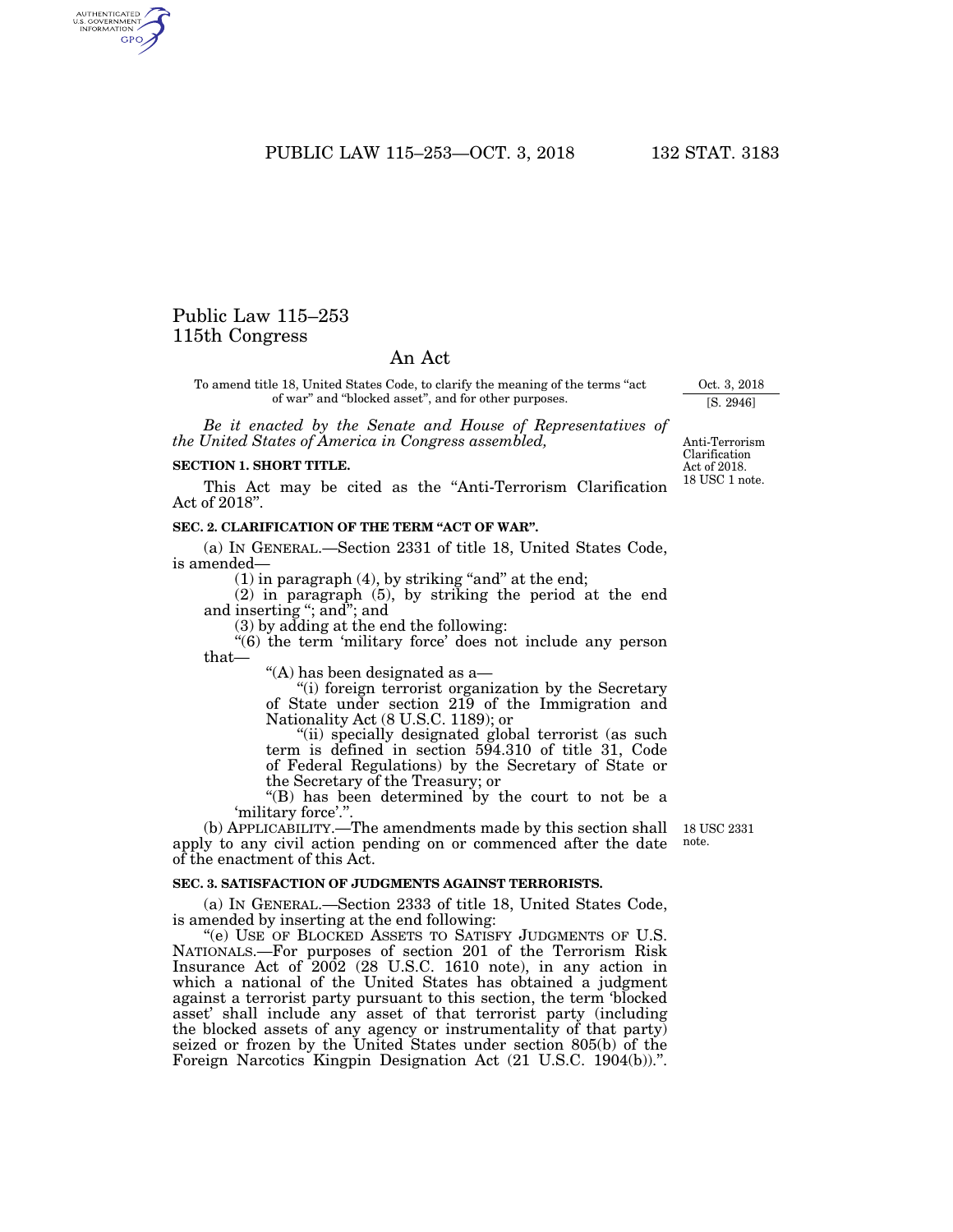# Public Law 115–253
115th Congress

## An Act

To amend title 18, United States Code, to clarify the meaning of the terms "act of war" and "blocked asset", and for other purposes.

Oct. 3, 2018

[S. 2946]

*Be it enacted by the Senate and House of Representatives of the United States of America in Congress assembled,*

Anti-Terrorism Clarification Act of 2018.
18 USC 1 note.

**SECTION 1. SHORT TITLE.**

This Act may be cited as the "Anti-Terrorism Clarification Act of 2018".

**SEC. 2. CLARIFICATION OF THE TERM "ACT OF WAR".**

(a) IN GENERAL.—Section 2331 of title 18, United States Code, is amended—

(1) in paragraph (4), by striking "and" at the end;

(2) in paragraph (5), by striking the period at the end and inserting "; and"; and

(3) by adding at the end the following:

"(6) the term 'military force' does not include any person that—

"(A) has been designated as a—

"(i) foreign terrorist organization by the Secretary of State under section 219 of the Immigration and Nationality Act (8 U.S.C. 1189); or

"(ii) specially designated global terrorist (as such term is defined in section 594.310 of title 31, Code of Federal Regulations) by the Secretary of State or the Secretary of the Treasury; or

"(B) has been determined by the court to not be a 'military force'.".

18 USC 2331 note.

(b) APPLICABILITY.—The amendments made by this section shall apply to any civil action pending on or commenced after the date of the enactment of this Act.

**SEC. 3. SATISFACTION OF JUDGMENTS AGAINST TERRORISTS.**

(a) IN GENERAL.—Section 2333 of title 18, United States Code, is amended by inserting at the end following:

"(e) USE OF BLOCKED ASSETS TO SATISFY JUDGMENTS OF U.S. NATIONALS.—For purposes of section 201 of the Terrorism Risk Insurance Act of 2002 (28 U.S.C. 1610 note), in any action in which a national of the United States has obtained a judgment against a terrorist party pursuant to this section, the term 'blocked asset' shall include any asset of that terrorist party (including the blocked assets of any agency or instrumentality of that party) seized or frozen by the United States under section 805(b) of the Foreign Narcotics Kingpin Designation Act (21 U.S.C. 1904(b)).".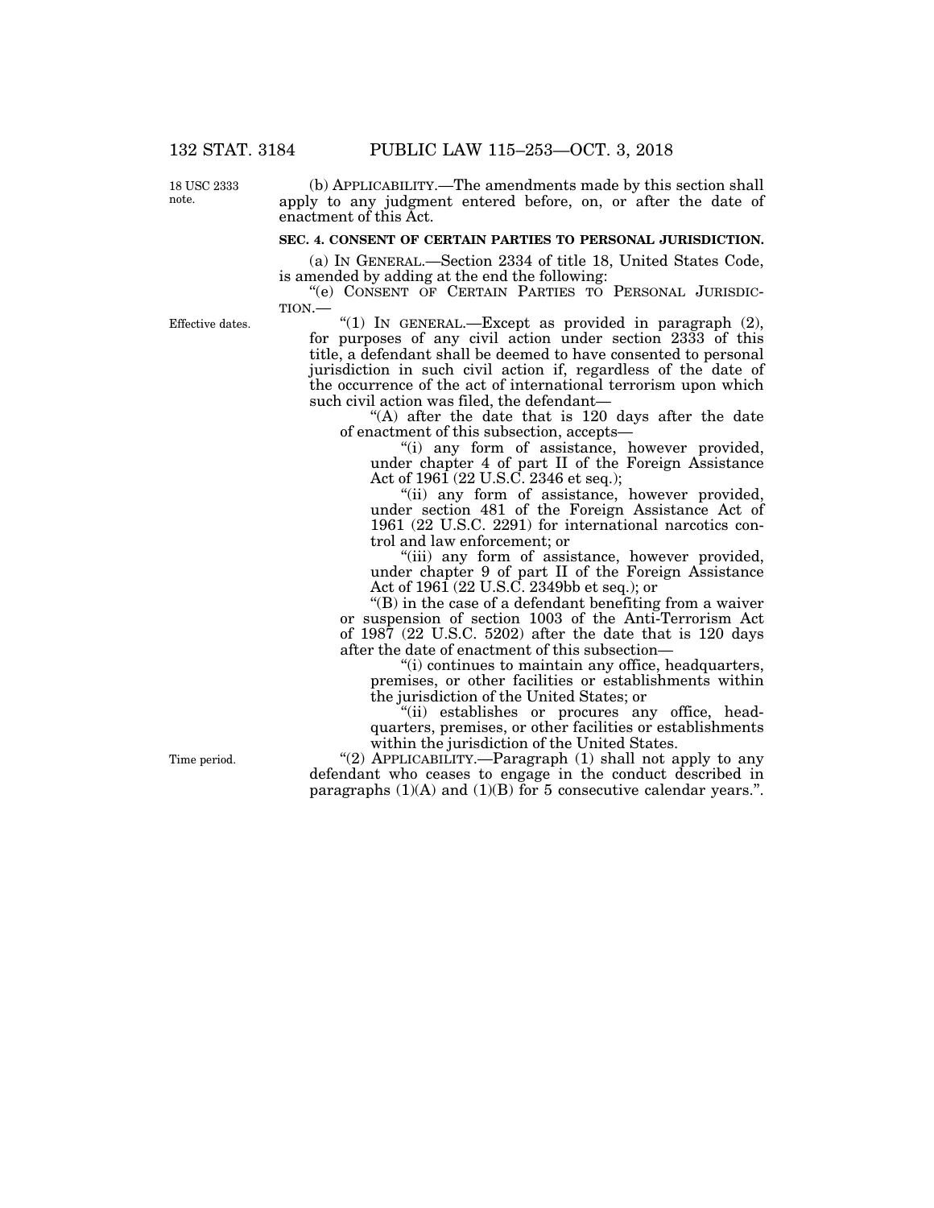(b) APPLICABILITY.—The amendments made by this section shall apply to any judgment entered before, on, or after the date of enactment of this Act.

18 USC 2333 note.

**SEC. 4. CONSENT OF CERTAIN PARTIES TO PERSONAL JURISDICTION.**

(a) IN GENERAL.—Section 2334 of title 18, United States Code, is amended by adding at the end the following:

"(e) CONSENT OF CERTAIN PARTIES TO PERSONAL JURISDICTION.—

Effective dates.

"(1) IN GENERAL.—Except as provided in paragraph (2), for purposes of any civil action under section 2333 of this title, a defendant shall be deemed to have consented to personal jurisdiction in such civil action if, regardless of the date of the occurrence of the act of international terrorism upon which such civil action was filed, the defendant—

"(A) after the date that is 120 days after the date of enactment of this subsection, accepts—

"(i) any form of assistance, however provided, under chapter 4 of part II of the Foreign Assistance Act of 1961 (22 U.S.C. 2346 et seq.);

"(ii) any form of assistance, however provided, under section 481 of the Foreign Assistance Act of 1961 (22 U.S.C. 2291) for international narcotics control and law enforcement; or

"(iii) any form of assistance, however provided, under chapter 9 of part II of the Foreign Assistance Act of 1961 (22 U.S.C. 2349bb et seq.); or

"(B) in the case of a defendant benefiting from a waiver or suspension of section 1003 of the Anti-Terrorism Act of 1987 (22 U.S.C. 5202) after the date that is 120 days after the date of enactment of this subsection—

"(i) continues to maintain any office, headquarters, premises, or other facilities or establishments within the jurisdiction of the United States; or

"(ii) establishes or procures any office, headquarters, premises, or other facilities or establishments within the jurisdiction of the United States.

Time period.

"(2) APPLICABILITY.—Paragraph (1) shall not apply to any defendant who ceases to engage in the conduct described in paragraphs (1)(A) and (1)(B) for 5 consecutive calendar years.".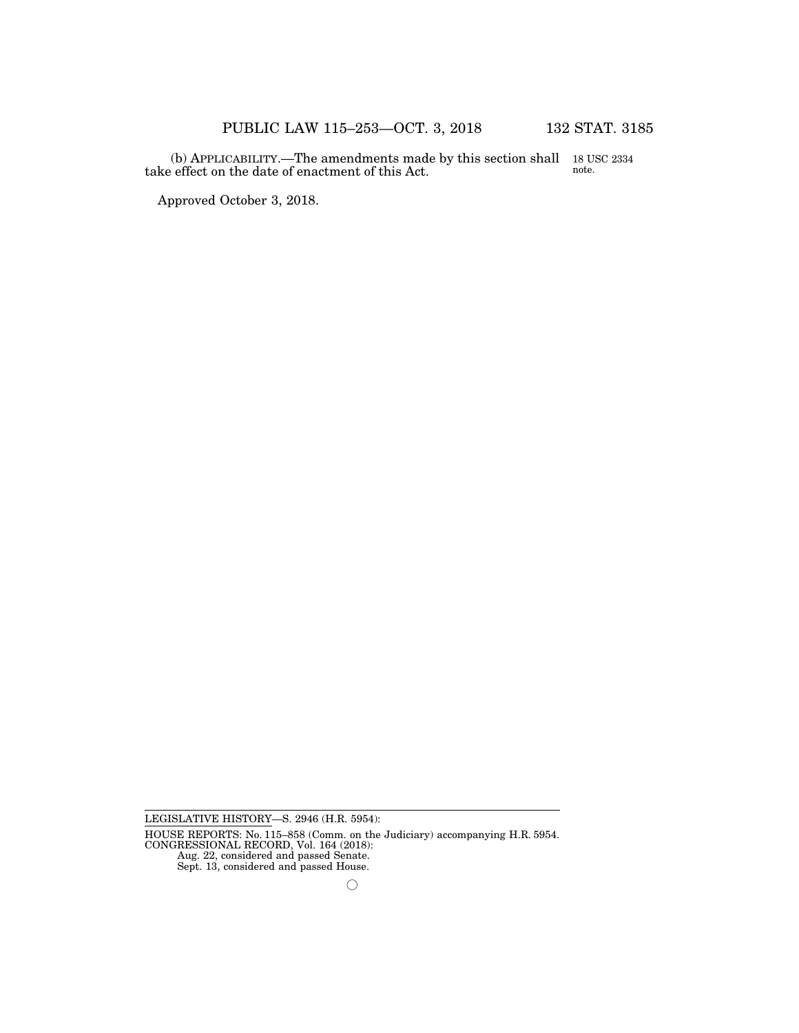(b) APPLICABILITY.—The amendments made by this section shall take effect on the date of enactment of this Act.

18 USC 2334 note.

Approved October 3, 2018.

LEGISLATIVE HISTORY—S. 2946 (H.R. 5954):

HOUSE REPORTS: No. 115–858 (Comm. on the Judiciary) accompanying H.R. 5954.
CONGRESSIONAL RECORD, Vol. 164 (2018):
Aug. 22, considered and passed Senate.
Sept. 13, considered and passed House.